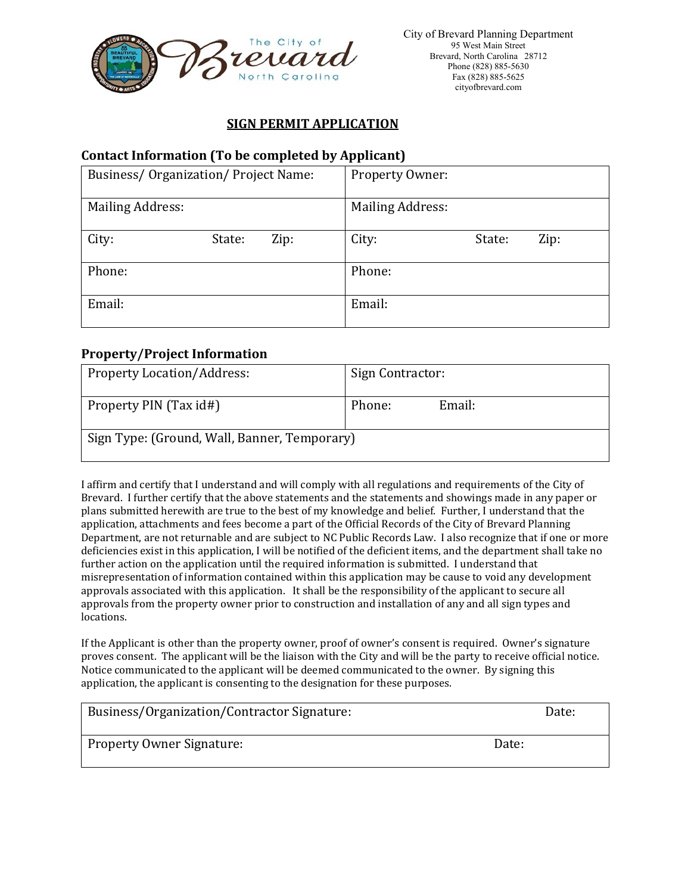City of Brevard Planning Department
95 West Main Street
Brevard, North Carolina 28712
Phone (828) 885-5630
Fax (828) 885-5625
cityofbrevard.com

# SIGN PERMIT APPLICATION

## Contact Information (To be completed by Applicant)

| Business/ Organization/ Project Name: | Property Owner: |
|---|---|
| Mailing Address: | Mailing Address: |
| City: State: Zip: | City: State: Zip: |
| Phone: | Phone: |
| Email: | Email: |

## Property/Project Information

| Property Location/Address: | Sign Contractor: |
|---|---|
| Property PIN (Tax id#) | Phone: Email: |
| Sign Type: (Ground, Wall, Banner, Temporary) | |

I affirm and certify that I understand and will comply with all regulations and requirements of the City of Brevard. I further certify that the above statements and the statements and showings made in any paper or plans submitted herewith are true to the best of my knowledge and belief. Further, I understand that the application, attachments and fees become a part of the Official Records of the City of Brevard Planning Department, are not returnable and are subject to NC Public Records Law. I also recognize that if one or more deficiencies exist in this application, I will be notified of the deficient items, and the department shall take no further action on the application until the required information is submitted. I understand that misrepresentation of information contained within this application may be cause to void any development approvals associated with this application. It shall be the responsibility of the applicant to secure all approvals from the property owner prior to construction and installation of any and all sign types and locations.

If the Applicant is other than the property owner, proof of owner's consent is required. Owner's signature proves consent. The applicant will be the liaison with the City and will be the party to receive official notice. Notice communicated to the applicant will be deemed communicated to the owner. By signing this application, the applicant is consenting to the designation for these purposes.

| Business/Organization/Contractor Signature: | Date: |
|---|---|
| Property Owner Signature: | Date: |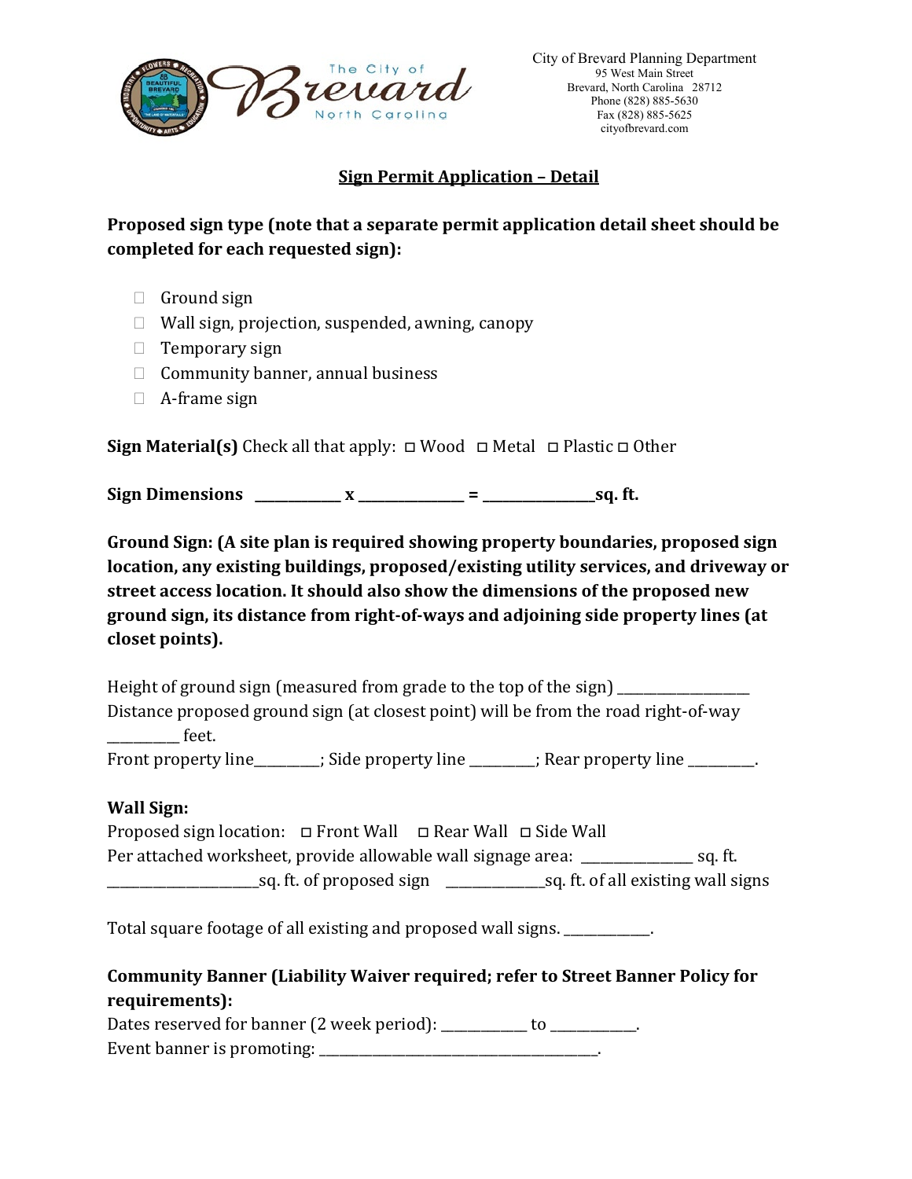City of Brevard Planning Department
95 West Main Street
Brevard, North Carolina 28712
Phone (828) 885-5630
Fax (828) 885-5625
cityofbrevard.com

## Sign Permit Application – Detail

**Proposed sign type (note that a separate permit application detail sheet should be completed for each requested sign):**

- ☐ Ground sign
- ☐ Wall sign, projection, suspended, awning, canopy
- ☐ Temporary sign
- ☐ Community banner, annual business
- ☐ A-frame sign

**Sign Material(s)** Check all that apply: ☐ Wood ☐ Metal ☐ Plastic ☐ Other

**Sign Dimensions ____________ x ______________ = _______________sq. ft.**

**Ground Sign: (A site plan is required showing property boundaries, proposed sign location, any existing buildings, proposed/existing utility services, and driveway or street access location. It should also show the dimensions of the proposed new ground sign, its distance from right-of-ways and adjoining side property lines (at closet points).**

Height of ground sign (measured from grade to the top of the sign) __________________
Distance proposed ground sign (at closest point) will be from the road right-of-way __________ feet.
Front property line_________; Side property line _________; Rear property line _________.

**Wall Sign:**
Proposed sign location: ☐ Front Wall ☐ Rear Wall ☐ Side Wall
Per attached worksheet, provide allowable wall signage area: _______________ sq. ft.
_____________________sq. ft. of proposed sign ______________sq. ft. of all existing wall signs

Total square footage of all existing and proposed wall signs. ____________.

**Community Banner (Liability Waiver required; refer to Street Banner Policy for requirements):**
Dates reserved for banner (2 week period): ____________ to ____________.
Event banner is promoting: _________________________________________.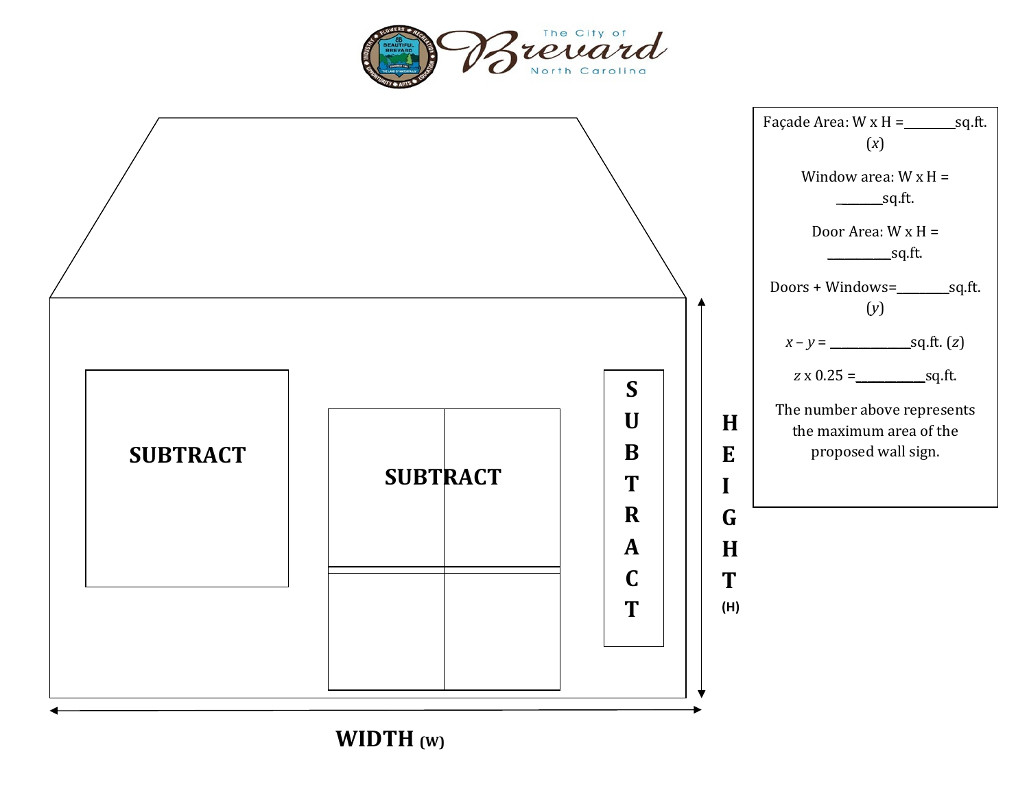The City of Brevard
North Carolina

SUBTRACT

SUBTRACT

SUBTRACT

HEIGHT (H)

WIDTH (W)

Façade Area: W x H =\_\_\_\_\_\_\_\_sq.ft. ($x$)

Window area: W x H = \_\_\_\_\_\_\_\_sq.ft.

Door Area: W x H = \_\_\_\_\_\_\_\_\_\_sq.ft.

Doors + Windows=\_\_\_\_\_\_\_\_sq.ft. ($y$)

$x - y$ = \_\_\_\_\_\_\_\_\_\_\_\_\_sq.ft. ($z$)

$z$ x 0.25 =\_\_\_\_\_\_\_\_\_\_\_\_sq.ft.

The number above represents the maximum area of the proposed wall sign.